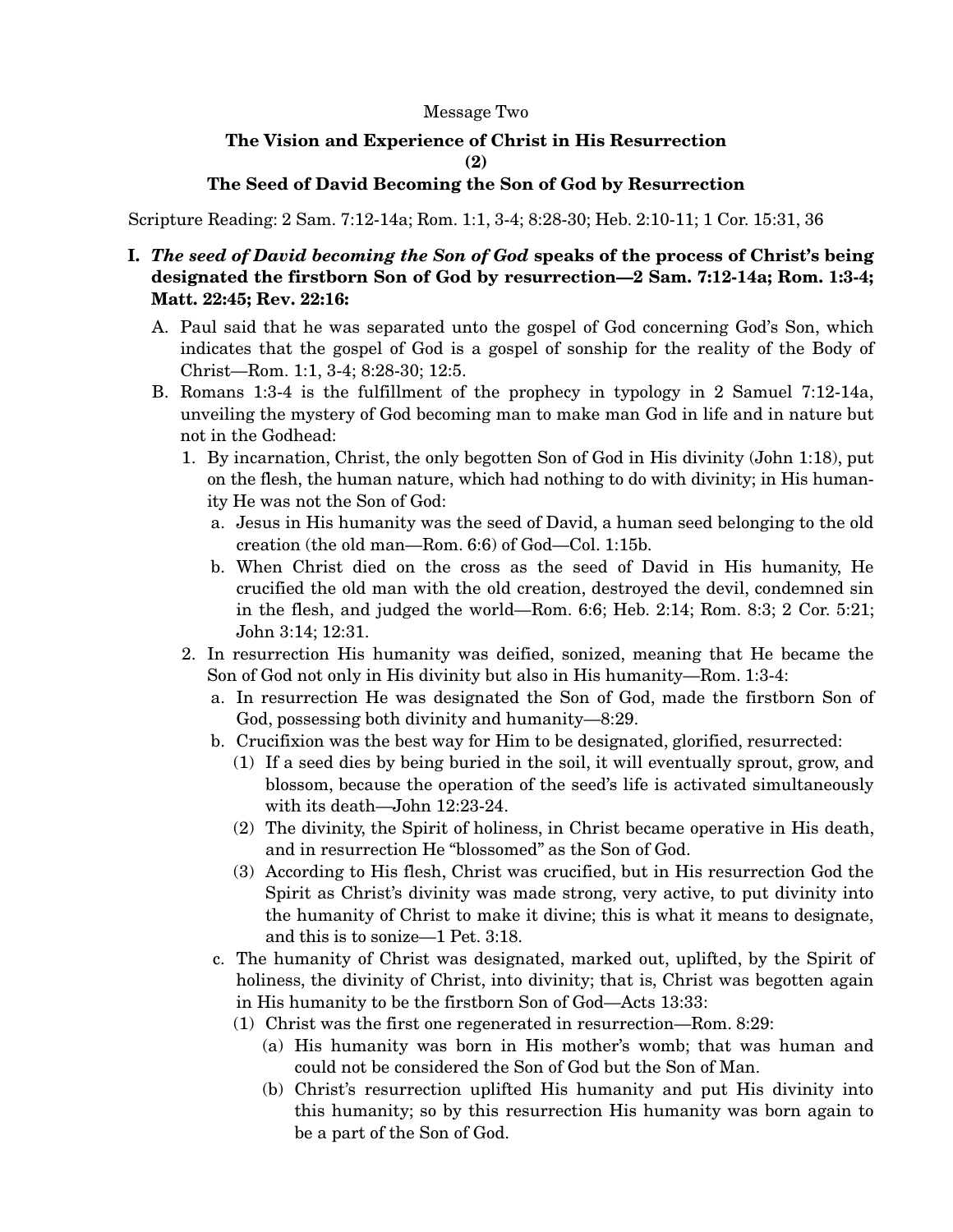Message Two

## The Vision and Experience of Christ in His Resurrection
## (2)
## The Seed of David Becoming the Son of God by Resurrection

Scripture Reading: 2 Sam. 7:12-14a; Rom. 1:1, 3-4; 8:28-30; Heb. 2:10-11; 1 Cor. 15:31, 36

**I. *The seed of David becoming the Son of God* speaks of the process of Christ's being designated the firstborn Son of God by resurrection—2 Sam. 7:12-14a; Rom. 1:3-4; Matt. 22:45; Rev. 22:16:**

- A. Paul said that he was separated unto the gospel of God concerning God's Son, which indicates that the gospel of God is a gospel of sonship for the reality of the Body of Christ—Rom. 1:1, 3-4; 8:28-30; 12:5.
- B. Romans 1:3-4 is the fulfillment of the prophecy in typology in 2 Samuel 7:12-14a, unveiling the mystery of God becoming man to make man God in life and in nature but not in the Godhead:
  1. By incarnation, Christ, the only begotten Son of God in His divinity (John 1:18), put on the flesh, the human nature, which had nothing to do with divinity; in His humanity He was not the Son of God:
     - a. Jesus in His humanity was the seed of David, a human seed belonging to the old creation (the old man—Rom. 6:6) of God—Col. 1:15b.
     - b. When Christ died on the cross as the seed of David in His humanity, He crucified the old man with the old creation, destroyed the devil, condemned sin in the flesh, and judged the world—Rom. 6:6; Heb. 2:14; Rom. 8:3; 2 Cor. 5:21; John 3:14; 12:31.
  2. In resurrection His humanity was deified, sonized, meaning that He became the Son of God not only in His divinity but also in His humanity—Rom. 1:3-4:
     - a. In resurrection He was designated the Son of God, made the firstborn Son of God, possessing both divinity and humanity—8:29.
     - b. Crucifixion was the best way for Him to be designated, glorified, resurrected:
       - (1) If a seed dies by being buried in the soil, it will eventually sprout, grow, and blossom, because the operation of the seed's life is activated simultaneously with its death—John 12:23-24.
       - (2) The divinity, the Spirit of holiness, in Christ became operative in His death, and in resurrection He "blossomed" as the Son of God.
       - (3) According to His flesh, Christ was crucified, but in His resurrection God the Spirit as Christ's divinity was made strong, very active, to put divinity into the humanity of Christ to make it divine; this is what it means to designate, and this is to sonize—1 Pet. 3:18.
     - c. The humanity of Christ was designated, marked out, uplifted, by the Spirit of holiness, the divinity of Christ, into divinity; that is, Christ was begotten again in His humanity to be the firstborn Son of God—Acts 13:33:
       - (1) Christ was the first one regenerated in resurrection—Rom. 8:29:
         - (a) His humanity was born in His mother's womb; that was human and could not be considered the Son of God but the Son of Man.
         - (b) Christ's resurrection uplifted His humanity and put His divinity into this humanity; so by this resurrection His humanity was born again to be a part of the Son of God.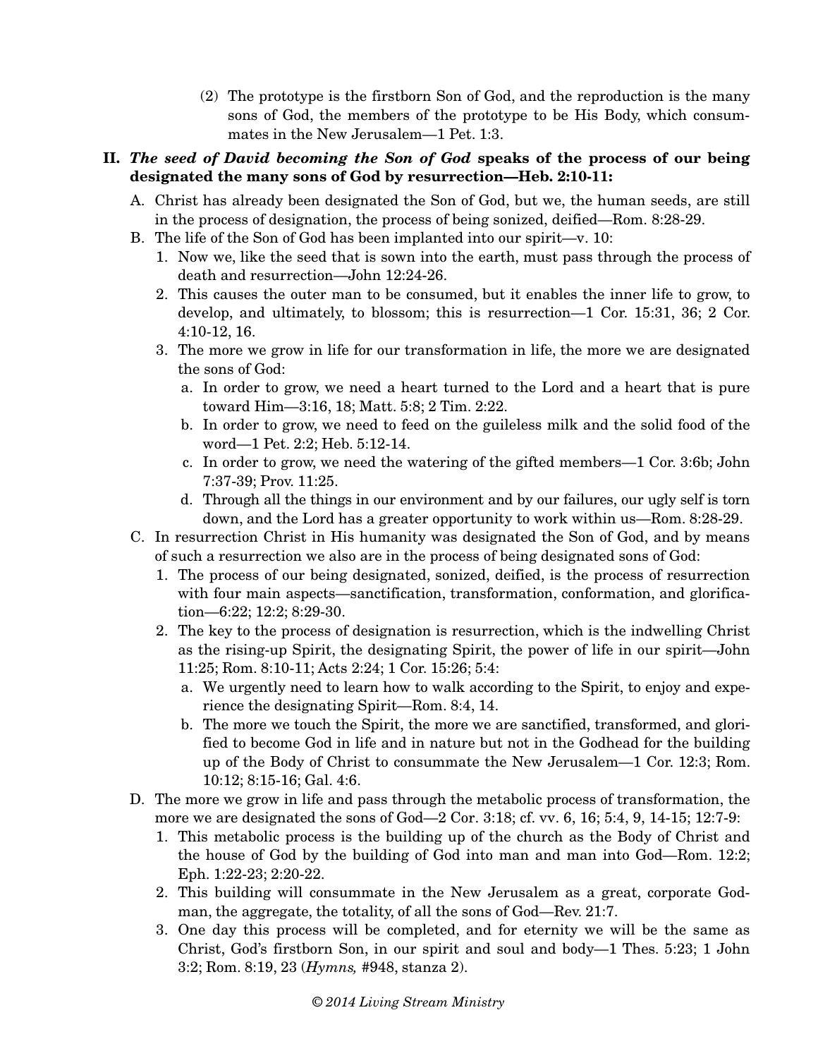(2) The prototype is the firstborn Son of God, and the reproduction is the many sons of God, the members of the prototype to be His Body, which consummates in the New Jerusalem—1 Pet. 1:3.

**II. *The seed of David becoming the Son of God* speaks of the process of our being designated the many sons of God by resurrection—Heb. 2:10-11:**

A. Christ has already been designated the Son of God, but we, the human seeds, are still in the process of designation, the process of being sonized, deified—Rom. 8:28-29.

B. The life of the Son of God has been implanted into our spirit—v. 10:

1. Now we, like the seed that is sown into the earth, must pass through the process of death and resurrection—John 12:24-26.
2. This causes the outer man to be consumed, but it enables the inner life to grow, to develop, and ultimately, to blossom; this is resurrection—1 Cor. 15:31, 36; 2 Cor. 4:10-12, 16.
3. The more we grow in life for our transformation in life, the more we are designated the sons of God:
   a. In order to grow, we need a heart turned to the Lord and a heart that is pure toward Him—3:16, 18; Matt. 5:8; 2 Tim. 2:22.
   b. In order to grow, we need to feed on the guileless milk and the solid food of the word—1 Pet. 2:2; Heb. 5:12-14.
   c. In order to grow, we need the watering of the gifted members—1 Cor. 3:6b; John 7:37-39; Prov. 11:25.
   d. Through all the things in our environment and by our failures, our ugly self is torn down, and the Lord has a greater opportunity to work within us—Rom. 8:28-29.

C. In resurrection Christ in His humanity was designated the Son of God, and by means of such a resurrection we also are in the process of being designated sons of God:

1. The process of our being designated, sonized, deified, is the process of resurrection with four main aspects—sanctification, transformation, conformation, and glorification—6:22; 12:2; 8:29-30.
2. The key to the process of designation is resurrection, which is the indwelling Christ as the rising-up Spirit, the designating Spirit, the power of life in our spirit—John 11:25; Rom. 8:10-11; Acts 2:24; 1 Cor. 15:26; 5:4:
   a. We urgently need to learn how to walk according to the Spirit, to enjoy and experience the designating Spirit—Rom. 8:4, 14.
   b. The more we touch the Spirit, the more we are sanctified, transformed, and glorified to become God in life and in nature but not in the Godhead for the building up of the Body of Christ to consummate the New Jerusalem—1 Cor. 12:3; Rom. 10:12; 8:15-16; Gal. 4:6.

D. The more we grow in life and pass through the metabolic process of transformation, the more we are designated the sons of God—2 Cor. 3:18; cf. vv. 6, 16; 5:4, 9, 14-15; 12:7-9:

1. This metabolic process is the building up of the church as the Body of Christ and the house of God by the building of God into man and man into God—Rom. 12:2; Eph. 1:22-23; 2:20-22.
2. This building will consummate in the New Jerusalem as a great, corporate God-man, the aggregate, the totality, of all the sons of God—Rev. 21:7.
3. One day this process will be completed, and for eternity we will be the same as Christ, God's firstborn Son, in our spirit and soul and body—1 Thes. 5:23; 1 John 3:2; Rom. 8:19, 23 (*Hymns,* #948, stanza 2).

*© 2014 Living Stream Ministry*